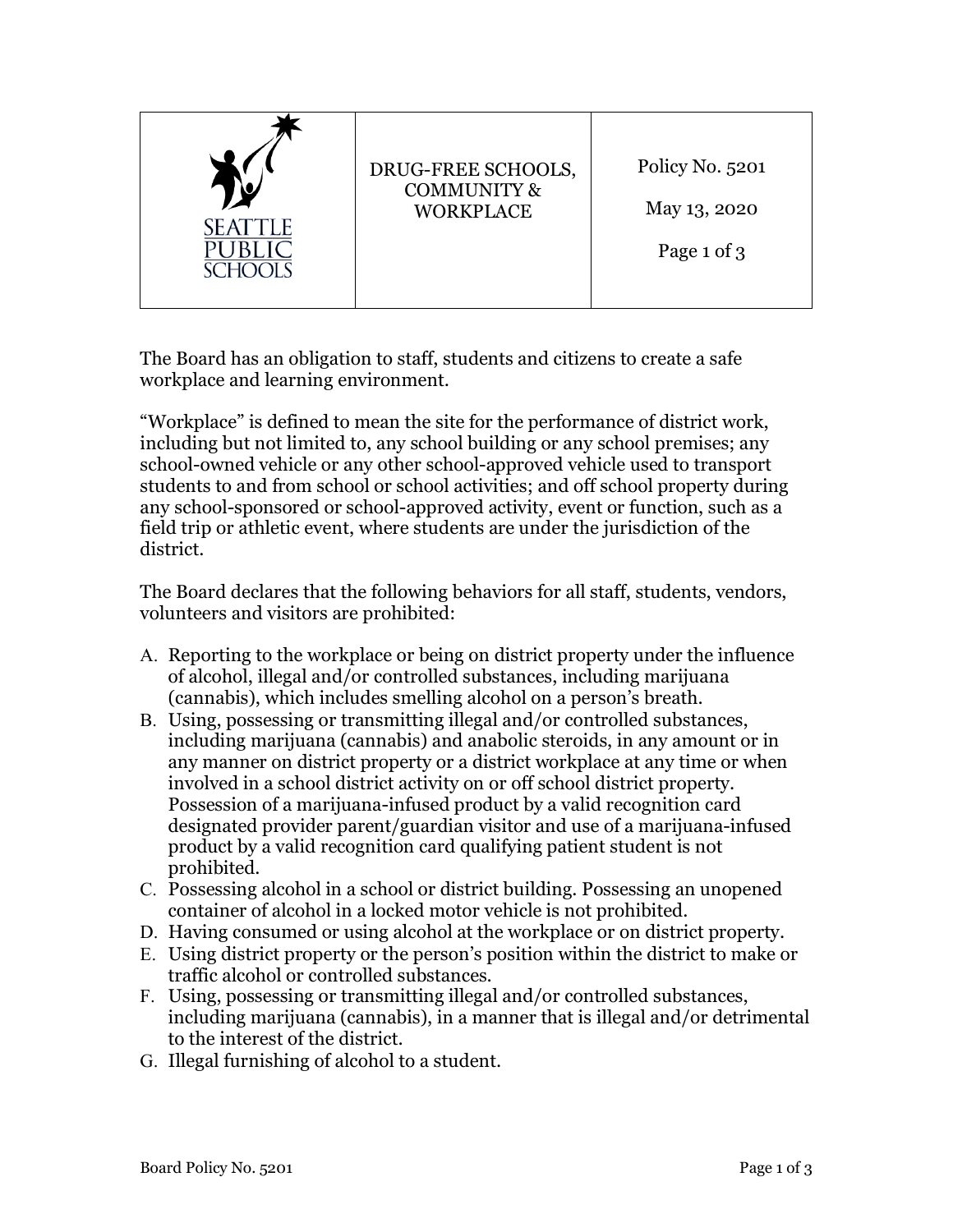| SEATTLE PUBLIC SCHOOLS | DRUG-FREE SCHOOLS, COMMUNITY & WORKPLACE | Policy No. 5201<br><br>May 13, 2020<br><br>Page 1 of 3 |
|---|---|---|

The Board has an obligation to staff, students and citizens to create a safe workplace and learning environment.

"Workplace" is defined to mean the site for the performance of district work, including but not limited to, any school building or any school premises; any school-owned vehicle or any other school-approved vehicle used to transport students to and from school or school activities; and off school property during any school-sponsored or school-approved activity, event or function, such as a field trip or athletic event, where students are under the jurisdiction of the district.

The Board declares that the following behaviors for all staff, students, vendors, volunteers and visitors are prohibited:

A. Reporting to the workplace or being on district property under the influence of alcohol, illegal and/or controlled substances, including marijuana (cannabis), which includes smelling alcohol on a person's breath.
B. Using, possessing or transmitting illegal and/or controlled substances, including marijuana (cannabis) and anabolic steroids, in any amount or in any manner on district property or a district workplace at any time or when involved in a school district activity on or off school district property. Possession of a marijuana-infused product by a valid recognition card designated provider parent/guardian visitor and use of a marijuana-infused product by a valid recognition card qualifying patient student is not prohibited.
C. Possessing alcohol in a school or district building. Possessing an unopened container of alcohol in a locked motor vehicle is not prohibited.
D. Having consumed or using alcohol at the workplace or on district property.
E. Using district property or the person's position within the district to make or traffic alcohol or controlled substances.
F. Using, possessing or transmitting illegal and/or controlled substances, including marijuana (cannabis), in a manner that is illegal and/or detrimental to the interest of the district.
G. Illegal furnishing of alcohol to a student.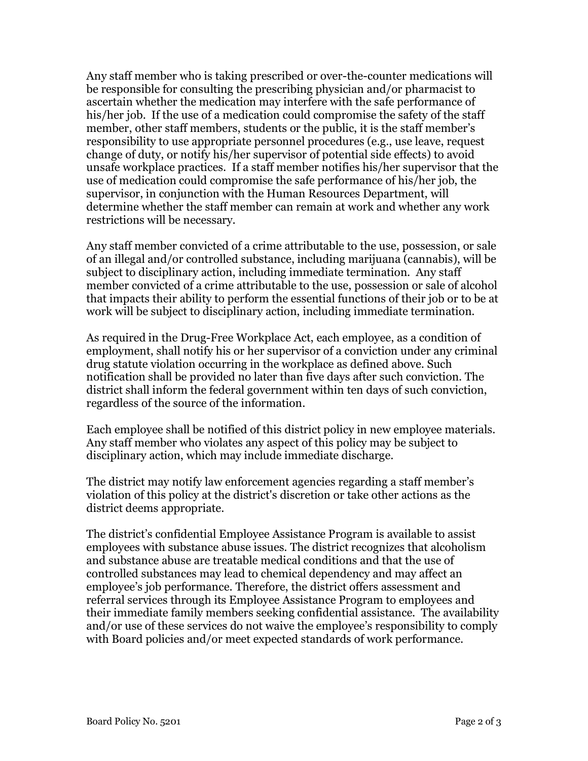Any staff member who is taking prescribed or over-the-counter medications will be responsible for consulting the prescribing physician and/or pharmacist to ascertain whether the medication may interfere with the safe performance of his/her job. If the use of a medication could compromise the safety of the staff member, other staff members, students or the public, it is the staff member's responsibility to use appropriate personnel procedures (e.g., use leave, request change of duty, or notify his/her supervisor of potential side effects) to avoid unsafe workplace practices. If a staff member notifies his/her supervisor that the use of medication could compromise the safe performance of his/her job, the supervisor, in conjunction with the Human Resources Department, will determine whether the staff member can remain at work and whether any work restrictions will be necessary.

Any staff member convicted of a crime attributable to the use, possession, or sale of an illegal and/or controlled substance, including marijuana (cannabis), will be subject to disciplinary action, including immediate termination. Any staff member convicted of a crime attributable to the use, possession or sale of alcohol that impacts their ability to perform the essential functions of their job or to be at work will be subject to disciplinary action, including immediate termination.

As required in the Drug-Free Workplace Act, each employee, as a condition of employment, shall notify his or her supervisor of a conviction under any criminal drug statute violation occurring in the workplace as defined above. Such notification shall be provided no later than five days after such conviction. The district shall inform the federal government within ten days of such conviction, regardless of the source of the information.

Each employee shall be notified of this district policy in new employee materials. Any staff member who violates any aspect of this policy may be subject to disciplinary action, which may include immediate discharge.

The district may notify law enforcement agencies regarding a staff member's violation of this policy at the district's discretion or take other actions as the district deems appropriate.

The district's confidential Employee Assistance Program is available to assist employees with substance abuse issues. The district recognizes that alcoholism and substance abuse are treatable medical conditions and that the use of controlled substances may lead to chemical dependency and may affect an employee's job performance. Therefore, the district offers assessment and referral services through its Employee Assistance Program to employees and their immediate family members seeking confidential assistance. The availability and/or use of these services do not waive the employee's responsibility to comply with Board policies and/or meet expected standards of work performance.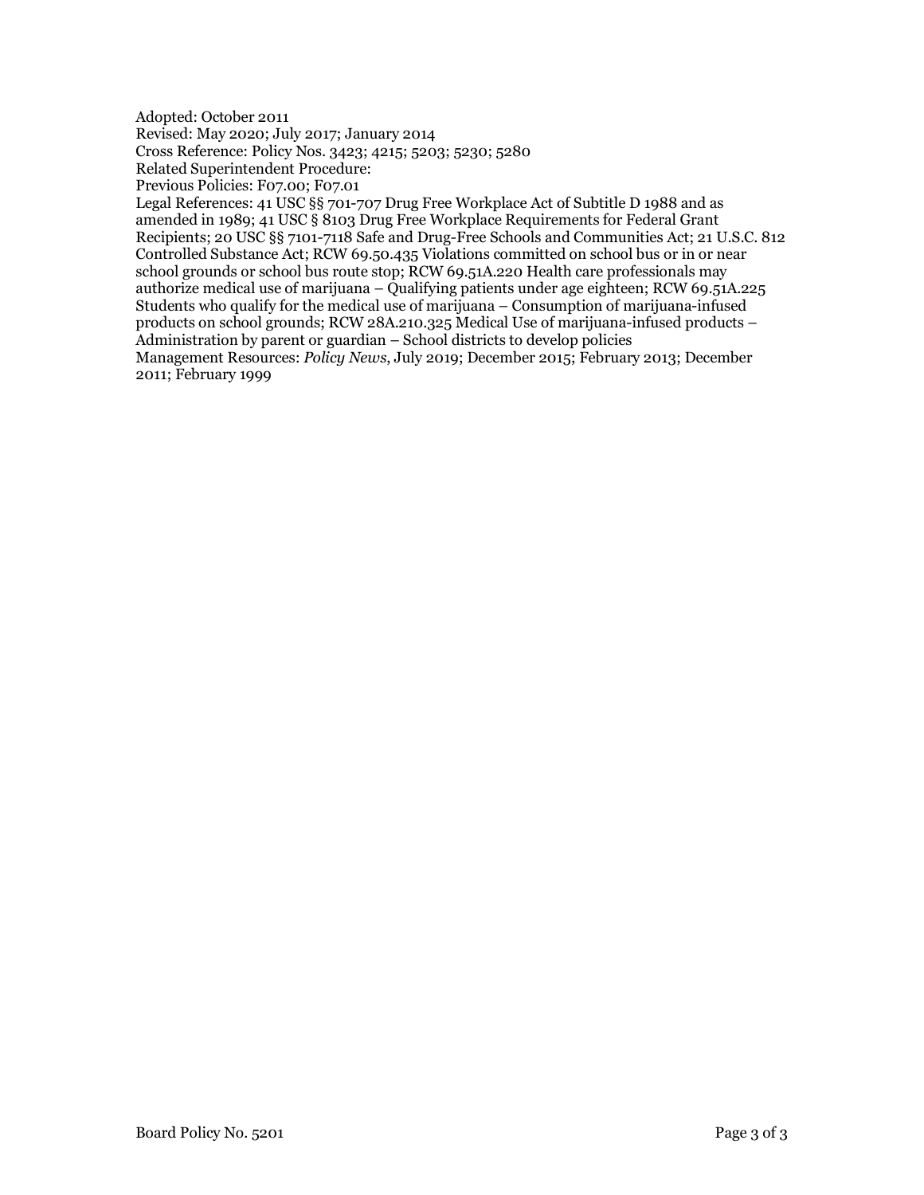Adopted: October 2011
Revised: May 2020; July 2017; January 2014
Cross Reference: Policy Nos. 3423; 4215; 5203; 5230; 5280
Related Superintendent Procedure:
Previous Policies: F07.00; F07.01
Legal References: 41 USC §§ 701-707 Drug Free Workplace Act of Subtitle D 1988 and as amended in 1989; 41 USC § 8103 Drug Free Workplace Requirements for Federal Grant Recipients; 20 USC §§ 7101-7118 Safe and Drug-Free Schools and Communities Act; 21 U.S.C. 812 Controlled Substance Act; RCW 69.50.435 Violations committed on school bus or in or near school grounds or school bus route stop; RCW 69.51A.220 Health care professionals may authorize medical use of marijuana – Qualifying patients under age eighteen; RCW 69.51A.225 Students who qualify for the medical use of marijuana – Consumption of marijuana-infused products on school grounds; RCW 28A.210.325 Medical Use of marijuana-infused products – Administration by parent or guardian – School districts to develop policies
Management Resources: *Policy News*, July 2019; December 2015; February 2013; December 2011; February 1999